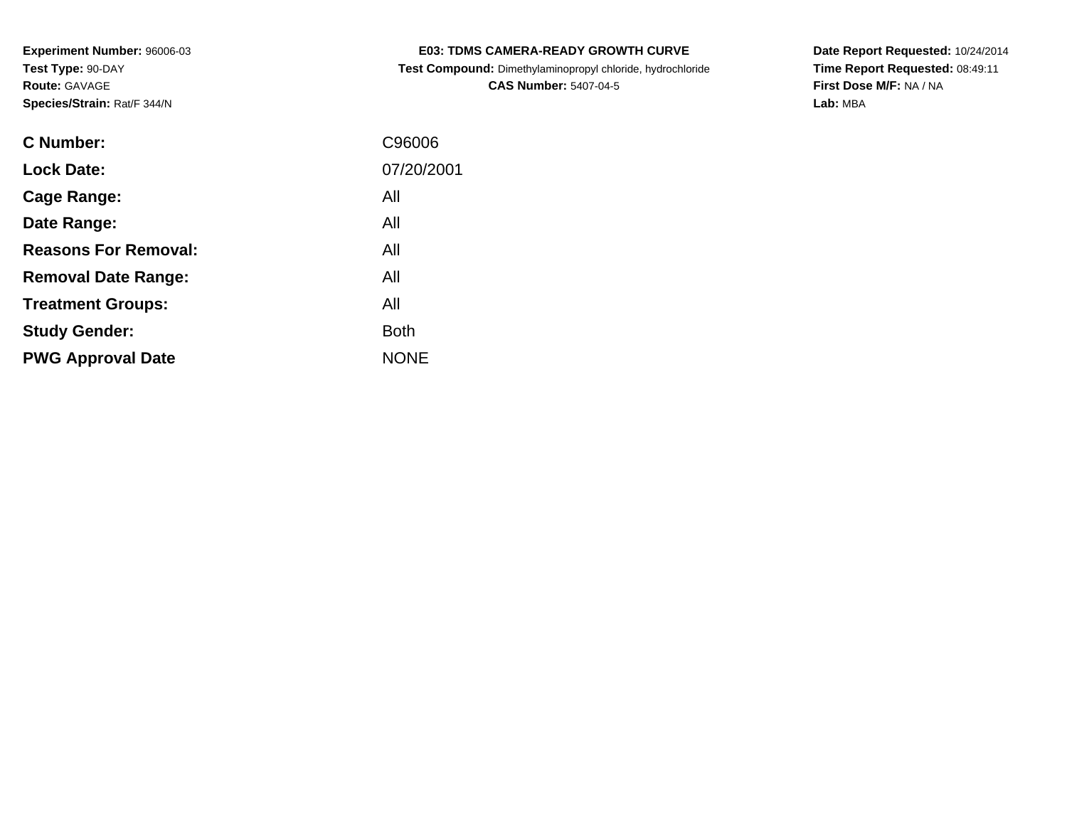**Experiment Number:** 96006-03
**Test Type:** 90-DAY
**Route:** GAVAGE
**Species/Strain:** Rat/F 344/N

**E03: TDMS CAMERA-READY GROWTH CURVE**
**Test Compound:** Dimethylaminopropyl chloride, hydrochloride
**CAS Number:** 5407-04-5

**Date Report Requested:** 10/24/2014
**Time Report Requested:** 08:49:11
**First Dose M/F:** NA / NA
**Lab:** MBA

| | |
|---|---|
| **C Number:** | C96006 |
| **Lock Date:** | 07/20/2001 |
| **Cage Range:** | All |
| **Date Range:** | All |
| **Reasons For Removal:** | All |
| **Removal Date Range:** | All |
| **Treatment Groups:** | All |
| **Study Gender:** | Both |
| **PWG Approval Date** | NONE |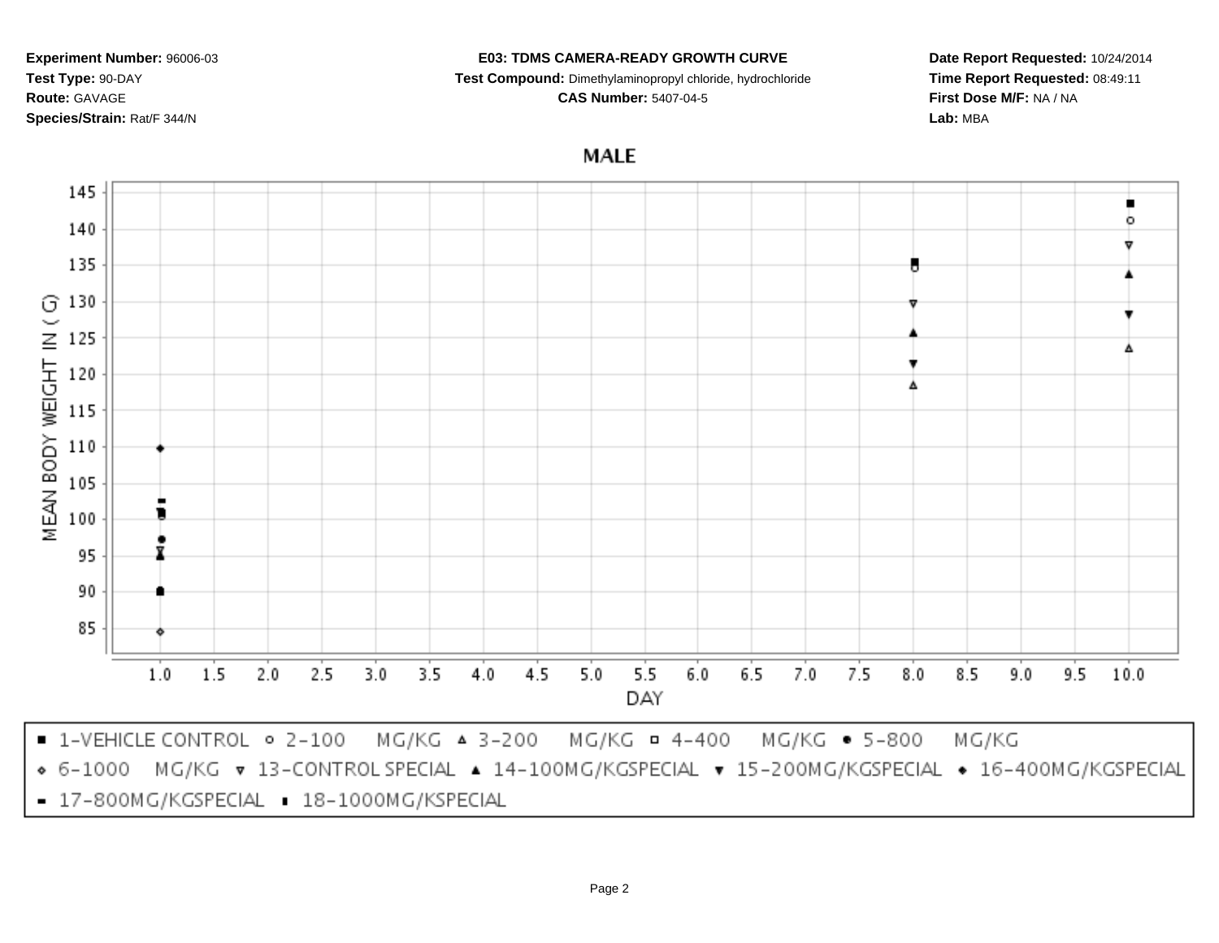**Experiment Number:** 96006-03
**Test Type:** 90-DAY
**Route:** GAVAGE
**Species/Strain:** Rat/F 344/N

**E03: TDMS CAMERA-READY GROWTH CURVE**
**Test Compound:** Dimethylaminopropyl chloride, hydrochloride
**CAS Number:** 5407-04-5

**Date Report Requested:** 10/24/2014
**Time Report Requested:** 08:49:11
**First Dose M/F:** NA / NA
**Lab:** MBA

## MALE

MEAN BODY WEIGHT IN ( G)

DAY

■ 1-VEHICLE CONTROL ○ 2-100 MG/KG △ 3-200 MG/KG □ 4-400 MG/KG ● 5-800 MG/KG
◇ 6-1000 MG/KG ▽ 13-CONTROL SPECIAL ▲ 14-100MG/KGSPECIAL ▼ 15-200MG/KGSPECIAL ◆ 16-400MG/KGSPECIAL
▬ 17-800MG/KGSPECIAL ▮ 18-1000MG/KSPECIAL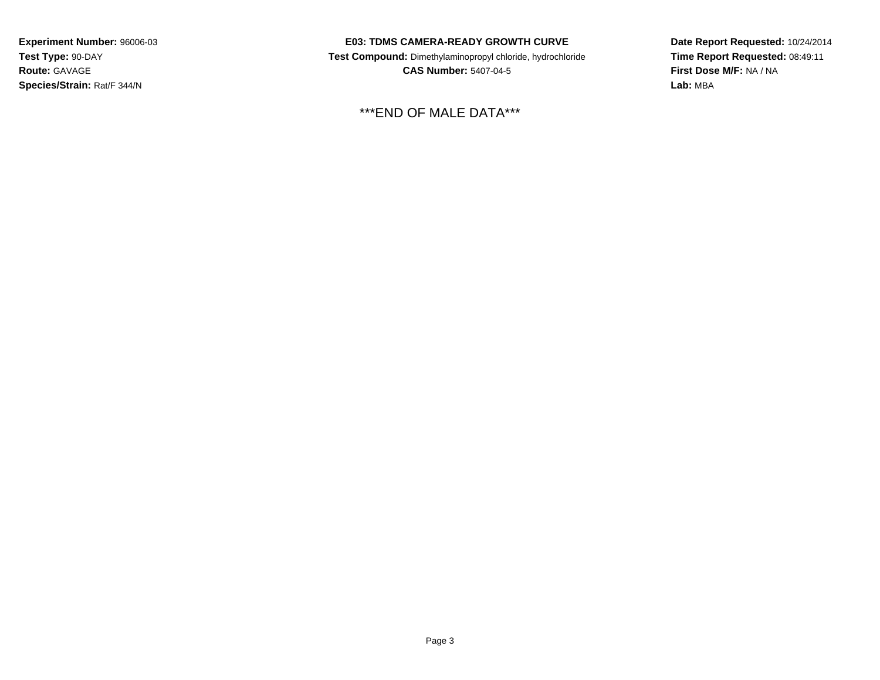**Experiment Number:** 96006-03
**Test Type:** 90-DAY
**Route:** GAVAGE
**Species/Strain:** Rat/F 344/N

**E03: TDMS CAMERA-READY GROWTH CURVE**
**Test Compound:** Dimethylaminopropyl chloride, hydrochloride
**CAS Number:** 5407-04-5

**Date Report Requested:** 10/24/2014
**Time Report Requested:** 08:49:11
**First Dose M/F:** NA / NA
**Lab:** MBA

***END OF MALE DATA***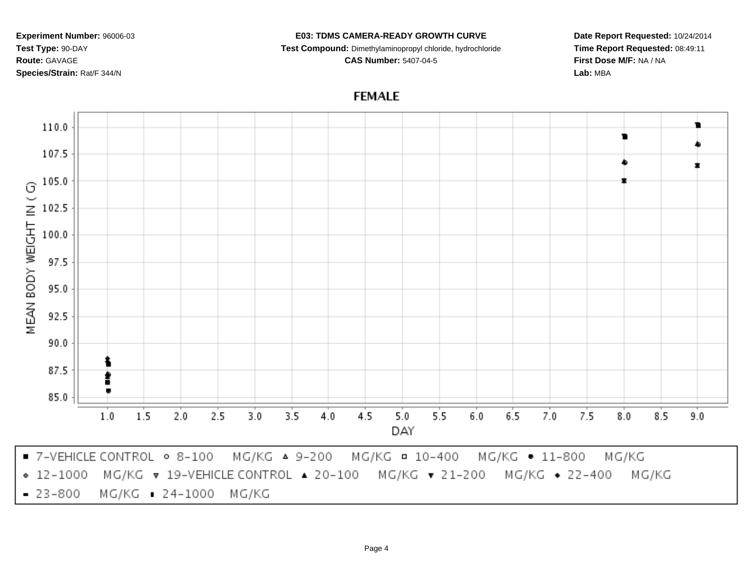**Experiment Number:** 96006-03
**Test Type:** 90-DAY
**Route:** GAVAGE
**Species/Strain:** Rat/F 344/N

**E03: TDMS CAMERA-READY GROWTH CURVE**
**Test Compound:** Dimethylaminopropyl chloride, hydrochloride
**CAS Number:** 5407-04-5

**Date Report Requested:** 10/24/2014
**Time Report Requested:** 08:49:11
**First Dose M/F:** NA / NA
**Lab:** MBA

## FEMALE

MEAN BODY WEIGHT IN ( G )

110.0, 107.5, 105.0, 102.5, 100.0, 97.5, 95.0, 92.5, 90.0, 87.5, 85.0

DAY

1.0, 1.5, 2.0, 2.5, 3.0, 3.5, 4.0, 4.5, 5.0, 5.5, 6.0, 6.5, 7.0, 7.5, 8.0, 8.5, 9.0

■ 7-VEHICLE CONTROL ∘ 8-100 MG/KG ▵ 9-200 MG/KG □ 10-400 MG/KG • 11-800 MG/KG
⋄ 12-1000 MG/KG ▿ 19-VEHICLE CONTROL ▲ 20-100 MG/KG ▾ 21-200 MG/KG ◆ 22-400 MG/KG
▬ 23-800 MG/KG ▮ 24-1000 MG/KG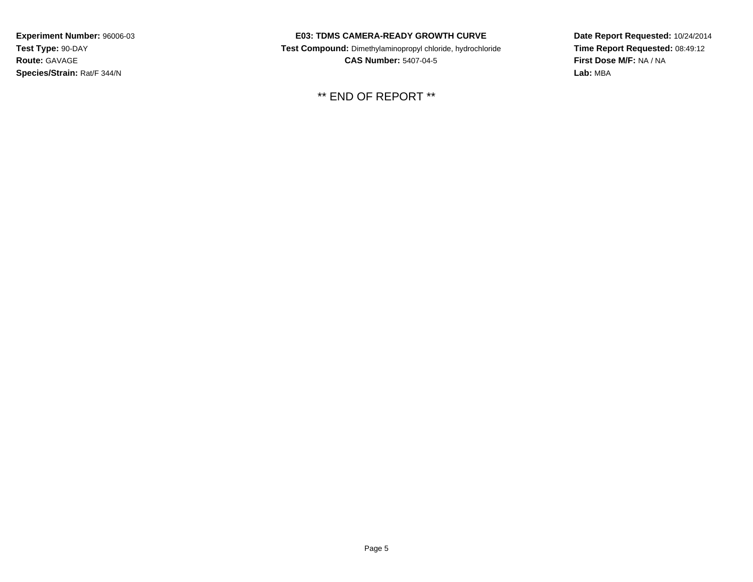**Experiment Number:** 96006-03
**Test Type:** 90-DAY
**Route:** GAVAGE
**Species/Strain:** Rat/F 344/N

**E03: TDMS CAMERA-READY GROWTH CURVE**
**Test Compound:** Dimethylaminopropyl chloride, hydrochloride
**CAS Number:** 5407-04-5

**Date Report Requested:** 10/24/2014
**Time Report Requested:** 08:49:12
**First Dose M/F:** NA / NA
**Lab:** MBA

** END OF REPORT **